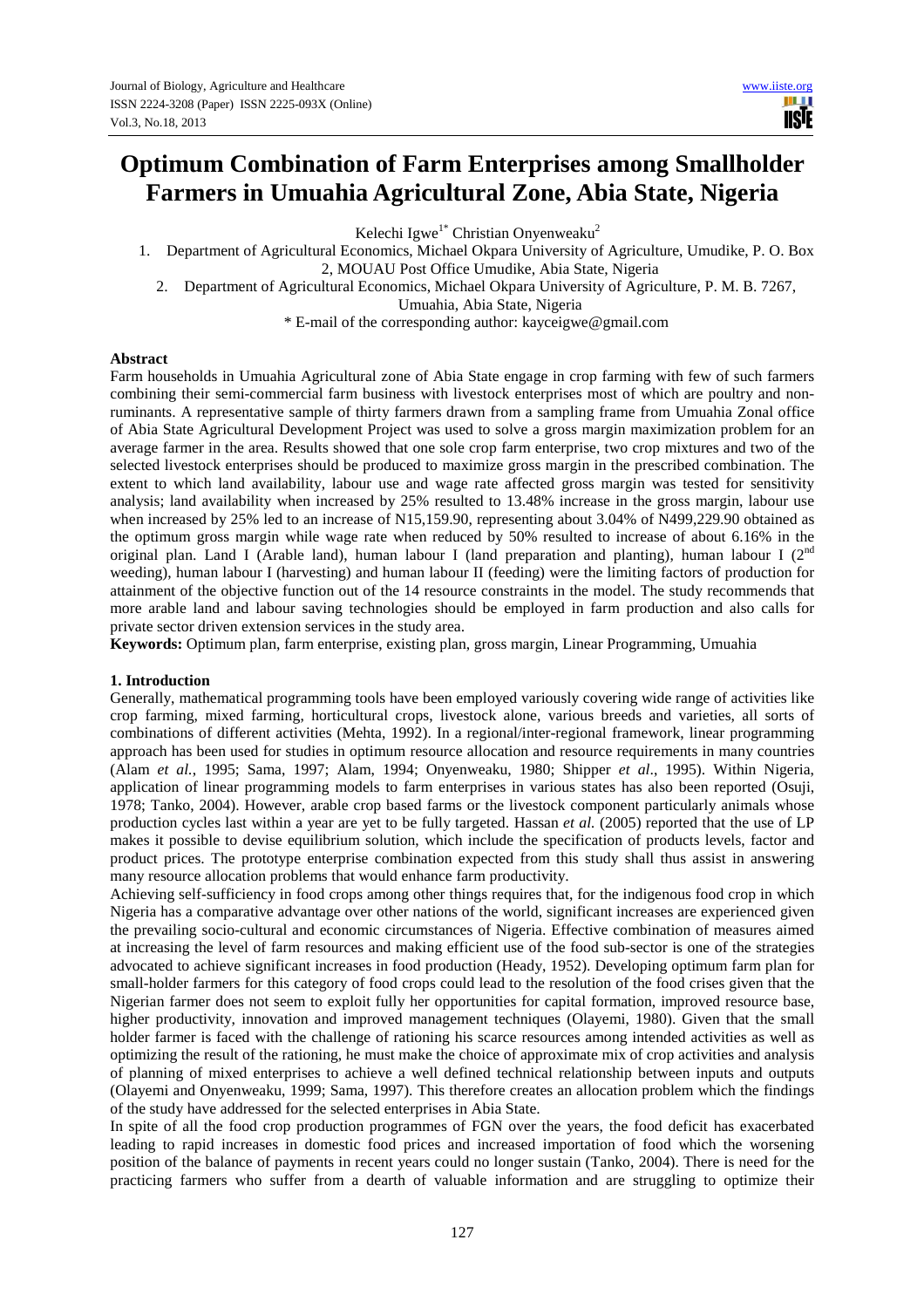# Optimum Combination of Farm Enterprises among Smallholder Farmers in Umuahia Agricultural Zone, Abia State, Nigeria

Kelechi Igwe[1*] Christian Onyenweaku[2]

1. Department of Agricultural Economics, Michael Okpara University of Agriculture, Umudike, P. O. Box 2, MOUAU Post Office Umudike, Abia State, Nigeria
2. Department of Agricultural Economics, Michael Okpara University of Agriculture, P. M. B. 7267, Umuahia, Abia State, Nigeria

\* E-mail of the corresponding author: kayceigwe@gmail.com

## Abstract

Farm households in Umuahia Agricultural zone of Abia State engage in crop farming with few of such farmers combining their semi-commercial farm business with livestock enterprises most of which are poultry and non-ruminants. A representative sample of thirty farmers drawn from a sampling frame from Umuahia Zonal office of Abia State Agricultural Development Project was used to solve a gross margin maximization problem for an average farmer in the area. Results showed that one sole crop farm enterprise, two crop mixtures and two of the selected livestock enterprises should be produced to maximize gross margin in the prescribed combination. The extent to which land availability, labour use and wage rate affected gross margin was tested for sensitivity analysis; land availability when increased by 25% resulted to 13.48% increase in the gross margin, labour use when increased by 25% led to an increase of N15,159.90, representing about 3.04% of N499,229.90 obtained as the optimum gross margin while wage rate when reduced by 50% resulted to increase of about 6.16% in the original plan. Land I (Arable land), human labour I (land preparation and planting), human labour I (2[nd] weeding), human labour I (harvesting) and human labour II (feeding) were the limiting factors of production for attainment of the objective function out of the 14 resource constraints in the model. The study recommends that more arable land and labour saving technologies should be employed in farm production and also calls for private sector driven extension services in the study area.

**Keywords:** Optimum plan, farm enterprise, existing plan, gross margin, Linear Programming, Umuahia

## 1. Introduction

Generally, mathematical programming tools have been employed variously covering wide range of activities like crop farming, mixed farming, horticultural crops, livestock alone, various breeds and varieties, all sorts of combinations of different activities (Mehta, 1992). In a regional/inter-regional framework, linear programming approach has been used for studies in optimum resource allocation and resource requirements in many countries (Alam *et al.*, 1995; Sama, 1997; Alam, 1994; Onyenweaku, 1980; Shipper *et al*., 1995). Within Nigeria, application of linear programming models to farm enterprises in various states has also been reported (Osuji, 1978; Tanko, 2004). However, arable crop based farms or the livestock component particularly animals whose production cycles last within a year are yet to be fully targeted. Hassan *et al.* (2005) reported that the use of LP makes it possible to devise equilibrium solution, which include the specification of products levels, factor and product prices. The prototype enterprise combination expected from this study shall thus assist in answering many resource allocation problems that would enhance farm productivity.

Achieving self-sufficiency in food crops among other things requires that, for the indigenous food crop in which Nigeria has a comparative advantage over other nations of the world, significant increases are experienced given the prevailing socio-cultural and economic circumstances of Nigeria. Effective combination of measures aimed at increasing the level of farm resources and making efficient use of the food sub-sector is one of the strategies advocated to achieve significant increases in food production (Heady, 1952). Developing optimum farm plan for small-holder farmers for this category of food crops could lead to the resolution of the food crises given that the Nigerian farmer does not seem to exploit fully her opportunities for capital formation, improved resource base, higher productivity, innovation and improved management techniques (Olayemi, 1980). Given that the small holder farmer is faced with the challenge of rationing his scarce resources among intended activities as well as optimizing the result of the rationing, he must make the choice of approximate mix of crop activities and analysis of planning of mixed enterprises to achieve a well defined technical relationship between inputs and outputs (Olayemi and Onyenweaku, 1999; Sama, 1997). This therefore creates an allocation problem which the findings of the study have addressed for the selected enterprises in Abia State.

In spite of all the food crop production programmes of FGN over the years, the food deficit has exacerbated leading to rapid increases in domestic food prices and increased importation of food which the worsening position of the balance of payments in recent years could no longer sustain (Tanko, 2004). There is need for the practicing farmers who suffer from a dearth of valuable information and are struggling to optimize their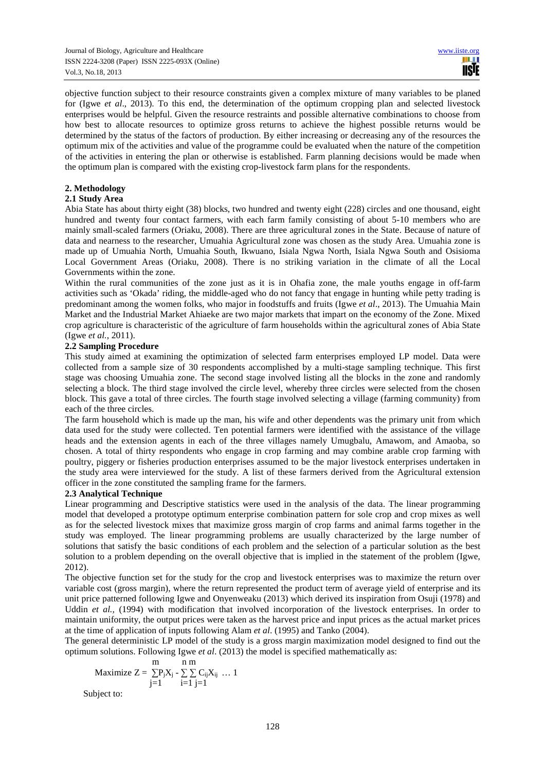objective function subject to their resource constraints given a complex mixture of many variables to be planed for (Igwe *et al*., 2013). To this end, the determination of the optimum cropping plan and selected livestock enterprises would be helpful. Given the resource restraints and possible alternative combinations to choose from how best to allocate resources to optimize gross returns to achieve the highest possible returns would be determined by the status of the factors of production. By either increasing or decreasing any of the resources the optimum mix of the activities and value of the programme could be evaluated when the nature of the competition of the activities in entering the plan or otherwise is established. Farm planning decisions would be made when the optimum plan is compared with the existing crop-livestock farm plans for the respondents.

## 2. Methodology

### 2.1 Study Area

Abia State has about thirty eight (38) blocks, two hundred and twenty eight (228) circles and one thousand, eight hundred and twenty four contact farmers, with each farm family consisting of about 5-10 members who are mainly small-scaled farmers (Oriaku, 2008). There are three agricultural zones in the State. Because of nature of data and nearness to the researcher, Umuahia Agricultural zone was chosen as the study Area. Umuahia zone is made up of Umuahia North, Umuahia South, Ikwuano, Isiala Ngwa North, Isiala Ngwa South and Osisioma Local Government Areas (Oriaku, 2008). There is no striking variation in the climate of all the Local Governments within the zone.

Within the rural communities of the zone just as it is in Ohafia zone, the male youths engage in off-farm activities such as 'Okada' riding, the middle-aged who do not fancy that engage in hunting while petty trading is predominant among the women folks, who major in foodstuffs and fruits (Igwe *et al*., 2013). The Umuahia Main Market and the Industrial Market Ahiaeke are two major markets that impart on the economy of the Zone. Mixed crop agriculture is characteristic of the agriculture of farm households within the agricultural zones of Abia State (Igwe *et al.,* 2011).

### 2.2 Sampling Procedure

This study aimed at examining the optimization of selected farm enterprises employed LP model. Data were collected from a sample size of 30 respondents accomplished by a multi-stage sampling technique. This first stage was choosing Umuahia zone. The second stage involved listing all the blocks in the zone and randomly selecting a block. The third stage involved the circle level, whereby three circles were selected from the chosen block. This gave a total of three circles. The fourth stage involved selecting a village (farming community) from each of the three circles.

The farm household which is made up the man, his wife and other dependents was the primary unit from which data used for the study were collected. Ten potential farmers were identified with the assistance of the village heads and the extension agents in each of the three villages namely Umugbalu, Amawom, and Amaoba, so chosen. A total of thirty respondents who engage in crop farming and may combine arable crop farming with poultry, piggery or fisheries production enterprises assumed to be the major livestock enterprises undertaken in the study area were interviewed for the study. A list of these farmers derived from the Agricultural extension officer in the zone constituted the sampling frame for the farmers.

### 2.3 Analytical Technique

Linear programming and Descriptive statistics were used in the analysis of the data. The linear programming model that developed a prototype optimum enterprise combination pattern for sole crop and crop mixes as well as for the selected livestock mixes that maximize gross margin of crop farms and animal farms together in the study was employed. The linear programming problems are usually characterized by the large number of solutions that satisfy the basic conditions of each problem and the selection of a particular solution as the best solution to a problem depending on the overall objective that is implied in the statement of the problem (Igwe, 2012).

The objective function set for the study for the crop and livestock enterprises was to maximize the return over variable cost (gross margin), where the return represented the product term of average yield of enterprise and its unit price patterned following Igwe and Onyenweaku (2013) which derived its inspiration from Osuji (1978) and Uddin *et al.,* (1994) with modification that involved incorporation of the livestock enterprises. In order to maintain uniformity, the output prices were taken as the harvest price and input prices as the actual market prices at the time of application of inputs following Alam *et al*. (1995) and Tanko (2004).

The general deterministic LP model of the study is a gross margin maximization model designed to find out the optimum solutions. Following Igwe *et al*. (2013) the model is specified mathematically as:

$$\text{Maximize } Z = \sum_{j=1}^{m} P_j X_j - \sum_{i=1}^{n} \sum_{j=1}^{m} C_{ij} X_{ij} \quad \ldots 1$$

Subject to: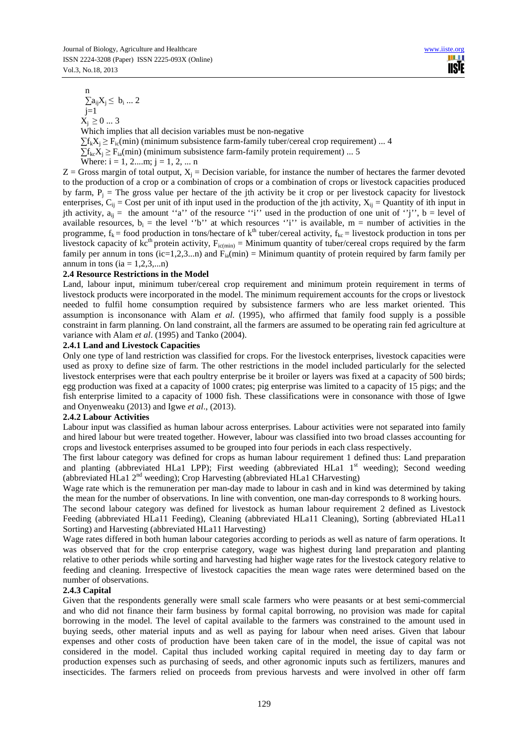$$\sum_{j=1}^{n} a_{ij}X_j \leq b_i \ldots 2$$

$$X_j \geq 0 \ldots 3$$

Which implies that all decision variables must be non-negative

$\sum f_k X_j \geq F_{ic}(\text{min})$ (minimum subsistence farm-family tuber/cereal crop requirement) ... 4

$\sum f_{kc} X_j \geq F_{ia}(\text{min})$ (minimum subsistence farm-family protein requirement) ... 5

Where: $i = 1, 2....m$; $j = 1, 2, ... n$

$Z$ = Gross margin of total output, $X_j$ = Decision variable, for instance the number of hectares the farmer devoted to the production of a crop or a combination of crops or a combination of crops or livestock capacities produced by farm, $P_j$ = The gross value per hectare of the jth activity be it crop or per livestock capacity for livestock enterprises, $C_{ij}$ = Cost per unit of ith input used in the production of the jth activity, $X_{ij}$ = Quantity of ith input in jth activity, $a_{ij}$ = the amount ''a'' of the resource ''i'' used in the production of one unit of ''j'', b = level of available resources, $b_i$ = the level ''b'' at which resources ''i'' is available, m = number of activities in the programme, $f_k$ = food production in tons/hectare of $k^{th}$ tuber/cereal activity, $f_{kc}$ = livestock production in tons per livestock capacity of $kc^{th}$ protein activity, $F_{ic(min)}$ = Minimum quantity of tuber/cereal crops required by the farm family per annum in tons (ic=1,2,3...n) and $F_{ia}(\text{min})$ = Minimum quantity of protein required by farm family per annum in tons (ia = 1,2,3,...n)

### 2.4 Resource Restrictions in the Model

Land, labour input, minimum tuber/cereal crop requirement and minimum protein requirement in terms of livestock products were incorporated in the model. The minimum requirement accounts for the crops or livestock needed to fulfil home consumption required by subsistence farmers who are less market oriented. This assumption is inconsonance with Alam *et al.* (1995), who affirmed that family food supply is a possible constraint in farm planning. On land constraint, all the farmers are assumed to be operating rain fed agriculture at variance with Alam *et al*. (1995) and Tanko (2004).

#### 2.4.1 Land and Livestock Capacities

Only one type of land restriction was classified for crops. For the livestock enterprises, livestock capacities were used as proxy to define size of farm. The other restrictions in the model included particularly for the selected livestock enterprises were that each poultry enterprise be it broiler or layers was fixed at a capacity of 500 birds; egg production was fixed at a capacity of 1000 crates; pig enterprise was limited to a capacity of 15 pigs; and the fish enterprise limited to a capacity of 1000 fish. These classifications were in consonance with those of Igwe and Onyenweaku (2013) and Igwe *et al*., (2013).

#### 2.4.2 Labour Activities

Labour input was classified as human labour across enterprises. Labour activities were not separated into family and hired labour but were treated together. However, labour was classified into two broad classes accounting for crops and livestock enterprises assumed to be grouped into four periods in each class respectively.

The first labour category was defined for crops as human labour requirement 1 defined thus: Land preparation and planting (abbreviated HLa1 LPP); First weeding (abbreviated HLa1 1st weeding); Second weeding (abbreviated HLa1 2nd weeding); Crop Harvesting (abbreviated HLa1 CHarvesting)

Wage rate which is the remuneration per man-day made to labour in cash and in kind was determined by taking the mean for the number of observations. In line with convention, one man-day corresponds to 8 working hours.

The second labour category was defined for livestock as human labour requirement 2 defined as Livestock Feeding (abbreviated HLa11 Feeding), Cleaning (abbreviated HLa11 Cleaning), Sorting (abbreviated HLa11 Sorting) and Harvesting (abbreviated HLa11 Harvesting)

Wage rates differed in both human labour categories according to periods as well as nature of farm operations. It was observed that for the crop enterprise category, wage was highest during land preparation and planting relative to other periods while sorting and harvesting had higher wage rates for the livestock category relative to feeding and cleaning. Irrespective of livestock capacities the mean wage rates were determined based on the number of observations.

#### 2.4.3 Capital

Given that the respondents generally were small scale farmers who were peasants or at best semi-commercial and who did not finance their farm business by formal capital borrowing, no provision was made for capital borrowing in the model. The level of capital available to the farmers was constrained to the amount used in buying seeds, other material inputs and as well as paying for labour when need arises. Given that labour expenses and other costs of production have been taken care of in the model, the issue of capital was not considered in the model. Capital thus included working capital required in meeting day to day farm or production expenses such as purchasing of seeds, and other agronomic inputs such as fertilizers, manures and insecticides. The farmers relied on proceeds from previous harvests and were involved in other off farm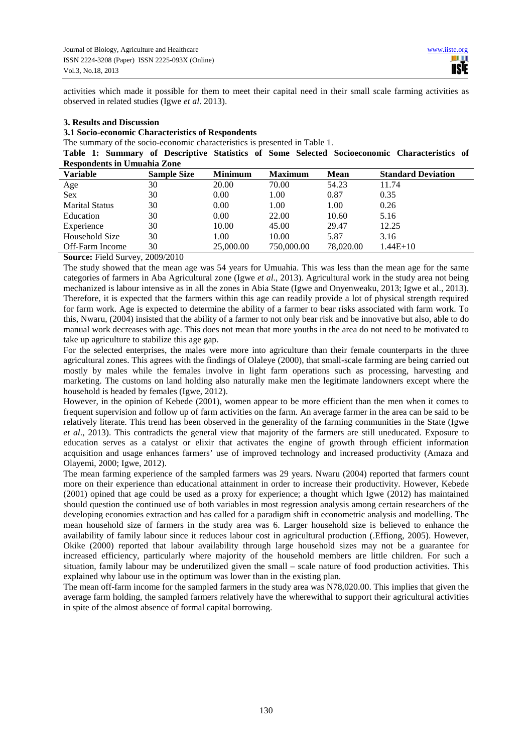activities which made it possible for them to meet their capital need in their small scale farming activities as observed in related studies (Igwe *et al.* 2013).

## 3. Results and Discussion

### 3.1 Socio-economic Characteristics of Respondents

The summary of the socio-economic characteristics is presented in Table 1.

**Table 1: Summary of Descriptive Statistics of Some Selected Socioeconomic Characteristics of Respondents in Umuahia Zone**

| Variable | Sample Size | Minimum | Maximum | Mean | Standard Deviation |
|---|---|---|---|---|---|
| Age | 30 | 20.00 | 70.00 | 54.23 | 11.74 |
| Sex | 30 | 0.00 | 1.00 | 0.87 | 0.35 |
| Marital Status | 30 | 0.00 | 1.00 | 1.00 | 0.26 |
| Education | 30 | 0.00 | 22.00 | 10.60 | 5.16 |
| Experience | 30 | 10.00 | 45.00 | 29.47 | 12.25 |
| Household Size | 30 | 1.00 | 10.00 | 5.87 | 3.16 |
| Off-Farm Income | 30 | 25,000.00 | 750,000.00 | 78,020.00 | 1.44E+10 |

**Source:** Field Survey, 2009/2010

The study showed that the mean age was 54 years for Umuahia. This was less than the mean age for the same categories of farmers in Aba Agricultural zone (Igwe *et al*., 2013). Agricultural work in the study area not being mechanized is labour intensive as in all the zones in Abia State (Igwe and Onyenweaku, 2013; Igwe et al., 2013). Therefore, it is expected that the farmers within this age can readily provide a lot of physical strength required for farm work. Age is expected to determine the ability of a farmer to bear risks associated with farm work. To this, Nwaru, (2004) insisted that the ability of a farmer to not only bear risk and be innovative but also, able to do manual work decreases with age. This does not mean that more youths in the area do not need to be motivated to take up agriculture to stabilize this age gap.

For the selected enterprises, the males were more into agriculture than their female counterparts in the three agricultural zones. This agrees with the findings of Olaleye (2000), that small-scale farming are being carried out mostly by males while the females involve in light farm operations such as processing, harvesting and marketing. The customs on land holding also naturally make men the legitimate landowners except where the household is headed by females (Igwe, 2012).

However, in the opinion of Kebede (2001), women appear to be more efficient than the men when it comes to frequent supervision and follow up of farm activities on the farm. An average farmer in the area can be said to be relatively literate. This trend has been observed in the generality of the farming communities in the State (Igwe *et al*., 2013). This contradicts the general view that majority of the farmers are still uneducated. Exposure to education serves as a catalyst or elixir that activates the engine of growth through efficient information acquisition and usage enhances farmers' use of improved technology and increased productivity (Amaza and Olayemi, 2000; Igwe, 2012).

The mean farming experience of the sampled farmers was 29 years. Nwaru (2004) reported that farmers count more on their experience than educational attainment in order to increase their productivity. However, Kebede (2001) opined that age could be used as a proxy for experience; a thought which Igwe (2012) has maintained should question the continued use of both variables in most regression analysis among certain researchers of the developing economies extraction and has called for a paradigm shift in econometric analysis and modelling. The mean household size of farmers in the study area was 6. Larger household size is believed to enhance the availability of family labour since it reduces labour cost in agricultural production (.Effiong, 2005). However, Okike (2000) reported that labour availability through large household sizes may not be a guarantee for increased efficiency, particularly where majority of the household members are little children. For such a situation, family labour may be underutilized given the small – scale nature of food production activities. This explained why labour use in the optimum was lower than in the existing plan.

The mean off-farm income for the sampled farmers in the study area was N78,020.00. This implies that given the average farm holding, the sampled farmers relatively have the wherewithal to support their agricultural activities in spite of the almost absence of formal capital borrowing.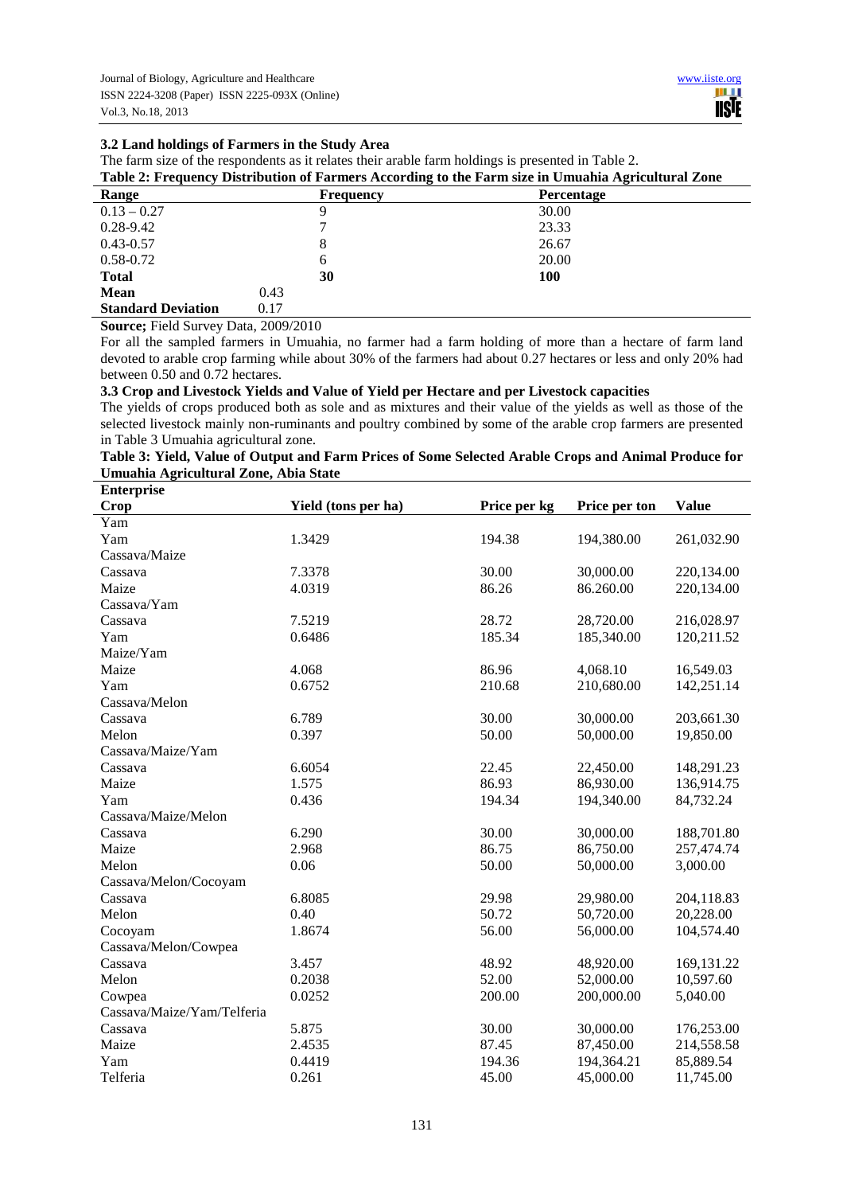### 3.2 Land holdings of Farmers in the Study Area

The farm size of the respondents as it relates their arable farm holdings is presented in Table 2.

**Table 2: Frequency Distribution of Farmers According to the Farm size in Umuahia Agricultural Zone**

| Range | Frequency | Percentage |
|---|---|---|
| 0.13 – 0.27 | 9 | 30.00 |
| 0.28-9.42 | 7 | 23.33 |
| 0.43-0.57 | 8 | 26.67 |
| 0.58-0.72 | 6 | 20.00 |
| **Total** | **30** | **100** |
| **Mean** | 0.43 | |
| **Standard Deviation** | 0.17 | |

**Source;** Field Survey Data, 2009/2010

For all the sampled farmers in Umuahia, no farmer had a farm holding of more than a hectare of farm land devoted to arable crop farming while about 30% of the farmers had about 0.27 hectares or less and only 20% had between 0.50 and 0.72 hectares.

### 3.3 Crop and Livestock Yields and Value of Yield per Hectare and per Livestock capacities

The yields of crops produced both as sole and as mixtures and their value of the yields as well as those of the selected livestock mainly non-ruminants and poultry combined by some of the arable crop farmers are presented in Table 3 Umuahia agricultural zone.

**Table 3: Yield, Value of Output and Farm Prices of Some Selected Arable Crops and Animal Produce for Umuahia Agricultural Zone, Abia State**

| Enterprise<br>Crop | Yield (tons per ha) | Price per kg | Price per ton | Value |
|---|---|---|---|---|
| Yam | | | | |
| Yam | 1.3429 | 194.38 | 194,380.00 | 261,032.90 |
| Cassava/Maize | | | | |
| Cassava | 7.3378 | 30.00 | 30,000.00 | 220,134.00 |
| Maize | 4.0319 | 86.26 | 86.260.00 | 220,134.00 |
| Cassava/Yam | | | | |
| Cassava | 7.5219 | 28.72 | 28,720.00 | 216,028.97 |
| Yam | 0.6486 | 185.34 | 185,340.00 | 120,211.52 |
| Maize/Yam | | | | |
| Maize | 4.068 | 86.96 | 4,068.10 | 16,549.03 |
| Yam | 0.6752 | 210.68 | 210,680.00 | 142,251.14 |
| Cassava/Melon | | | | |
| Cassava | 6.789 | 30.00 | 30,000.00 | 203,661.30 |
| Melon | 0.397 | 50.00 | 50,000.00 | 19,850.00 |
| Cassava/Maize/Yam | | | | |
| Cassava | 6.6054 | 22.45 | 22,450.00 | 148,291.23 |
| Maize | 1.575 | 86.93 | 86,930.00 | 136,914.75 |
| Yam | 0.436 | 194.34 | 194,340.00 | 84,732.24 |
| Cassava/Maize/Melon | | | | |
| Cassava | 6.290 | 30.00 | 30,000.00 | 188,701.80 |
| Maize | 2.968 | 86.75 | 86,750.00 | 257,474.74 |
| Melon | 0.06 | 50.00 | 50,000.00 | 3,000.00 |
| Cassava/Melon/Cocoyam | | | | |
| Cassava | 6.8085 | 29.98 | 29,980.00 | 204,118.83 |
| Melon | 0.40 | 50.72 | 50,720.00 | 20,228.00 |
| Cocoyam | 1.8674 | 56.00 | 56,000.00 | 104,574.40 |
| Cassava/Melon/Cowpea | | | | |
| Cassava | 3.457 | 48.92 | 48,920.00 | 169,131.22 |
| Melon | 0.2038 | 52.00 | 52,000.00 | 10,597.60 |
| Cowpea | 0.0252 | 200.00 | 200,000.00 | 5,040.00 |
| Cassava/Maize/Yam/Telferia | | | | |
| Cassava | 5.875 | 30.00 | 30,000.00 | 176,253.00 |
| Maize | 2.4535 | 87.45 | 87,450.00 | 214,558.58 |
| Yam | 0.4419 | 194.36 | 194,364.21 | 85,889.54 |
| Telferia | 0.261 | 45.00 | 45,000.00 | 11,745.00 |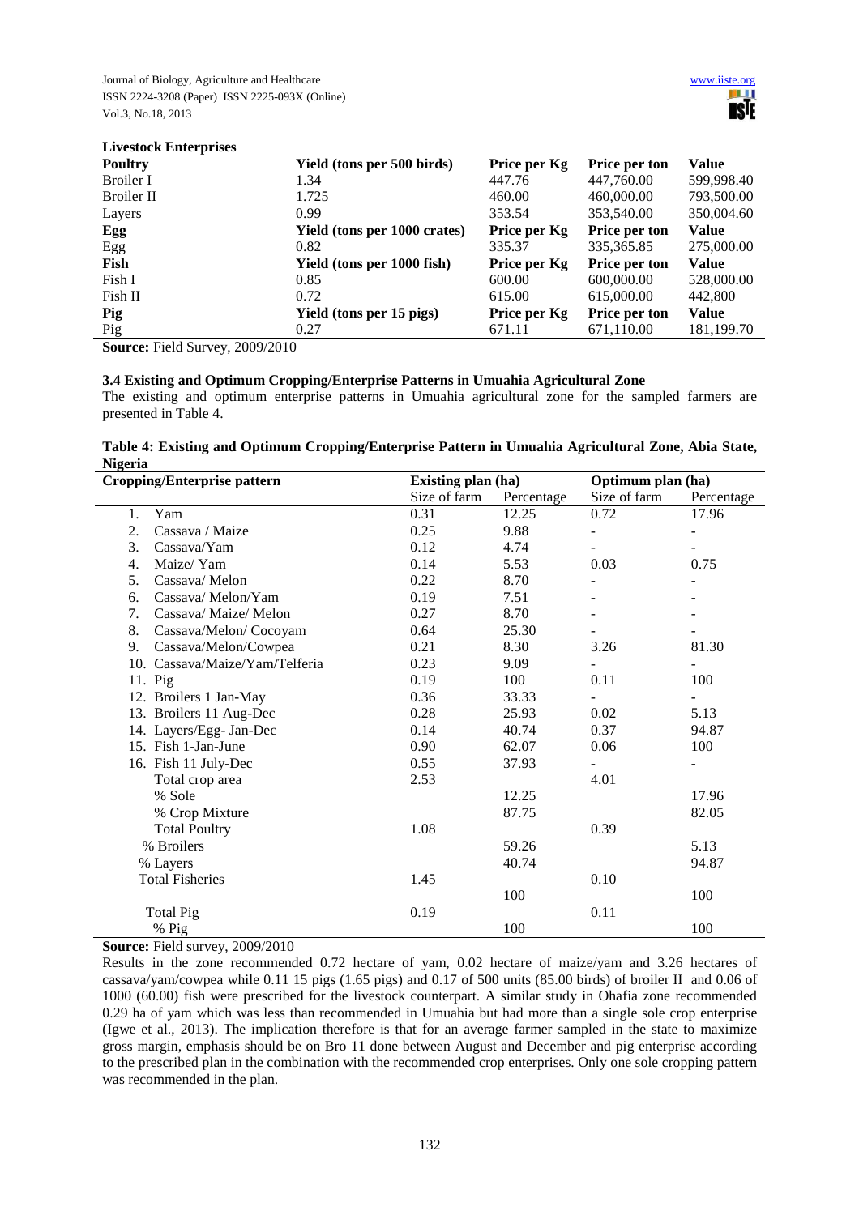**Livestock Enterprises**

| Poultry | Yield (tons per 500 birds) | Price per Kg | Price per ton | Value |
|---|---|---|---|---|
| Broiler I | 1.34 | 447.76 | 447,760.00 | 599,998.40 |
| Broiler II | 1.725 | 460.00 | 460,000.00 | 793,500.00 |
| Layers | 0.99 | 353.54 | 353,540.00 | 350,004.60 |
| **Egg** | **Yield (tons per 1000 crates)** | **Price per Kg** | **Price per ton** | **Value** |
| Egg | 0.82 | 335.37 | 335,365.85 | 275,000.00 |
| **Fish** | **Yield (tons per 1000 fish)** | **Price per Kg** | **Price per ton** | **Value** |
| Fish I | 0.85 | 600.00 | 600,000.00 | 528,000.00 |
| Fish II | 0.72 | 615.00 | 615,000.00 | 442,800 |
| **Pig** | **Yield (tons per 15 pigs)** | **Price per Kg** | **Price per ton** | **Value** |
| Pig | 0.27 | 671.11 | 671,110.00 | 181,199.70 |

**Source:** Field Survey, 2009/2010

### 3.4 Existing and Optimum Cropping/Enterprise Patterns in Umuahia Agricultural Zone

The existing and optimum enterprise patterns in Umuahia agricultural zone for the sampled farmers are presented in Table 4.

**Table 4: Existing and Optimum Cropping/Enterprise Pattern in Umuahia Agricultural Zone, Abia State, Nigeria**

| Cropping/Enterprise pattern | Existing plan (ha) | | Optimum plan (ha) | |
|---|---|---|---|---|
| | Size of farm | Percentage | Size of farm | Percentage |
| 1. Yam | 0.31 | 12.25 | 0.72 | 17.96 |
| 2. Cassava / Maize | 0.25 | 9.88 | - | - |
| 3. Cassava/Yam | 0.12 | 4.74 | - | - |
| 4. Maize/ Yam | 0.14 | 5.53 | 0.03 | 0.75 |
| 5. Cassava/ Melon | 0.22 | 8.70 | - | - |
| 6. Cassava/ Melon/Yam | 0.19 | 7.51 | - | - |
| 7. Cassava/ Maize/ Melon | 0.27 | 8.70 | - | - |
| 8. Cassava/Melon/ Cocoyam | 0.64 | 25.30 | - | - |
| 9. Cassava/Melon/Cowpea | 0.21 | 8.30 | 3.26 | 81.30 |
| 10. Cassava/Maize/Yam/Telferia | 0.23 | 9.09 | - | - |
| 11. Pig | 0.19 | 100 | 0.11 | 100 |
| 12. Broilers 1 Jan-May | 0.36 | 33.33 | - | - |
| 13. Broilers 11 Aug-Dec | 0.28 | 25.93 | 0.02 | 5.13 |
| 14. Layers/Egg- Jan-Dec | 0.14 | 40.74 | 0.37 | 94.87 |
| 15. Fish 1-Jan-June | 0.90 | 62.07 | 0.06 | 100 |
| 16. Fish 11 July-Dec | 0.55 | 37.93 | - | - |
| Total crop area | 2.53 | | 4.01 | |
| % Sole | | 12.25 | | 17.96 |
| % Crop Mixture | | 87.75 | | 82.05 |
| Total Poultry | 1.08 | | 0.39 | |
| % Broilers | | 59.26 | | 5.13 |
| % Layers | | 40.74 | | 94.87 |
| Total Fisheries | 1.45 | | 0.10 | |
| | | 100 | | 100 |
| Total Pig | 0.19 | | 0.11 | |
| % Pig | | 100 | | 100 |

**Source:** Field survey, 2009/2010

Results in the zone recommended 0.72 hectare of yam, 0.02 hectare of maize/yam and 3.26 hectares of cassava/yam/cowpea while 0.11 15 pigs (1.65 pigs) and 0.17 of 500 units (85.00 birds) of broiler II and 0.06 of 1000 (60.00) fish were prescribed for the livestock counterpart. A similar study in Ohafia zone recommended 0.29 ha of yam which was less than recommended in Umuahia but had more than a single sole crop enterprise (Igwe et al., 2013). The implication therefore is that for an average farmer sampled in the state to maximize gross margin, emphasis should be on Bro 11 done between August and December and pig enterprise according to the prescribed plan in the combination with the recommended crop enterprises. Only one sole cropping pattern was recommended in the plan.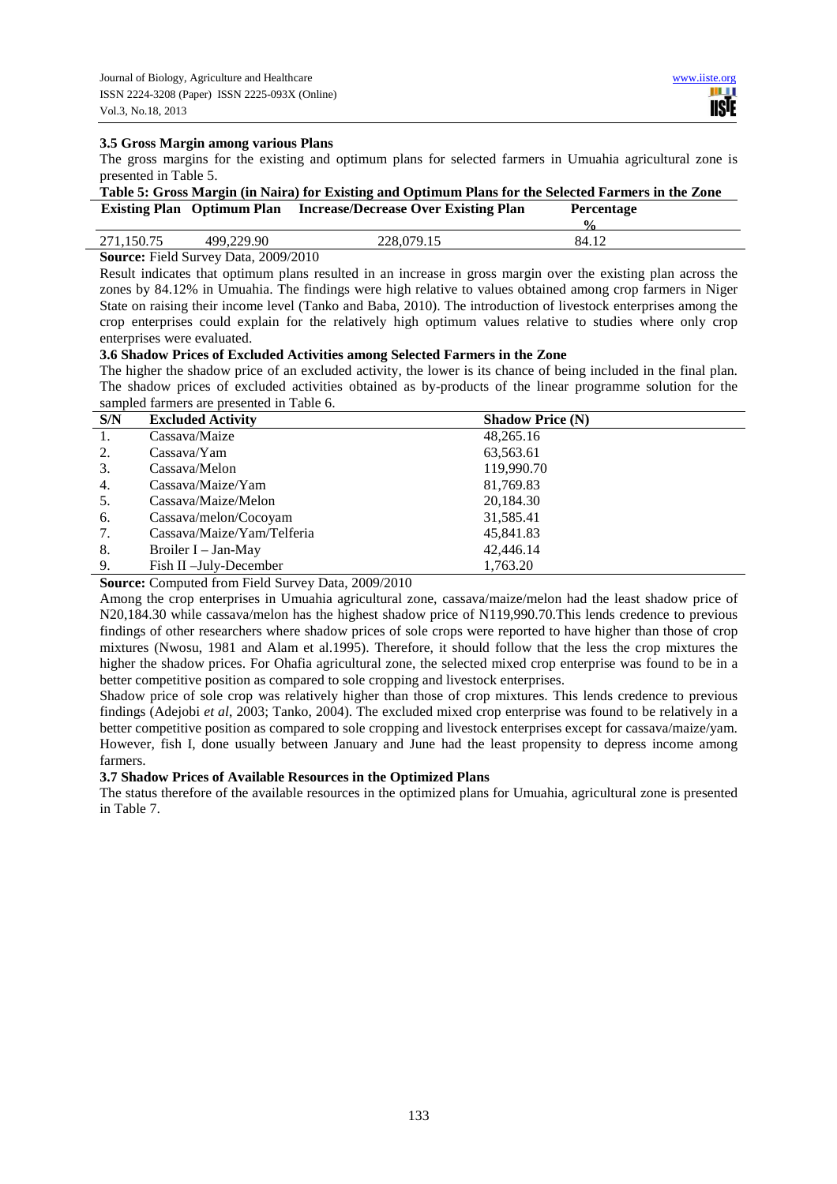### 3.5 Gross Margin among various Plans

The gross margins for the existing and optimum plans for selected farmers in Umuahia agricultural zone is presented in Table 5.

**Table 5: Gross Margin (in Naira) for Existing and Optimum Plans for the Selected Farmers in the Zone**

| Existing Plan | Optimum Plan | Increase/Decrease Over Existing Plan | Percentage % |
|---|---|---|---|
| 271,150.75 | 499,229.90 | 228,079.15 | 84.12 |

**Source:** Field Survey Data, 2009/2010

Result indicates that optimum plans resulted in an increase in gross margin over the existing plan across the zones by 84.12% in Umuahia. The findings were high relative to values obtained among crop farmers in Niger State on raising their income level (Tanko and Baba, 2010). The introduction of livestock enterprises among the crop enterprises could explain for the relatively high optimum values relative to studies where only crop enterprises were evaluated.

### 3.6 Shadow Prices of Excluded Activities among Selected Farmers in the Zone

The higher the shadow price of an excluded activity, the lower is its chance of being included in the final plan. The shadow prices of excluded activities obtained as by-products of the linear programme solution for the sampled farmers are presented in Table 6.

| S/N | Excluded Activity | Shadow Price (N) |
|---|---|---|
| 1. | Cassava/Maize | 48,265.16 |
| 2. | Cassava/Yam | 63,563.61 |
| 3. | Cassava/Melon | 119,990.70 |
| 4. | Cassava/Maize/Yam | 81,769.83 |
| 5. | Cassava/Maize/Melon | 20,184.30 |
| 6. | Cassava/melon/Cocoyam | 31,585.41 |
| 7. | Cassava/Maize/Yam/Telferia | 45,841.83 |
| 8. | Broiler I – Jan-May | 42,446.14 |
| 9. | Fish II –July-December | 1,763.20 |

**Source:** Computed from Field Survey Data, 2009/2010

Among the crop enterprises in Umuahia agricultural zone, cassava/maize/melon had the least shadow price of N20,184.30 while cassava/melon has the highest shadow price of N119,990.70.This lends credence to previous findings of other researchers where shadow prices of sole crops were reported to have higher than those of crop mixtures (Nwosu, 1981 and Alam et al.1995). Therefore, it should follow that the less the crop mixtures the higher the shadow prices. For Ohafia agricultural zone, the selected mixed crop enterprise was found to be in a better competitive position as compared to sole cropping and livestock enterprises.

Shadow price of sole crop was relatively higher than those of crop mixtures. This lends credence to previous findings (Adejobi *et al*, 2003; Tanko, 2004). The excluded mixed crop enterprise was found to be relatively in a better competitive position as compared to sole cropping and livestock enterprises except for cassava/maize/yam. However, fish I, done usually between January and June had the least propensity to depress income among farmers.

### 3.7 Shadow Prices of Available Resources in the Optimized Plans

The status therefore of the available resources in the optimized plans for Umuahia, agricultural zone is presented in Table 7.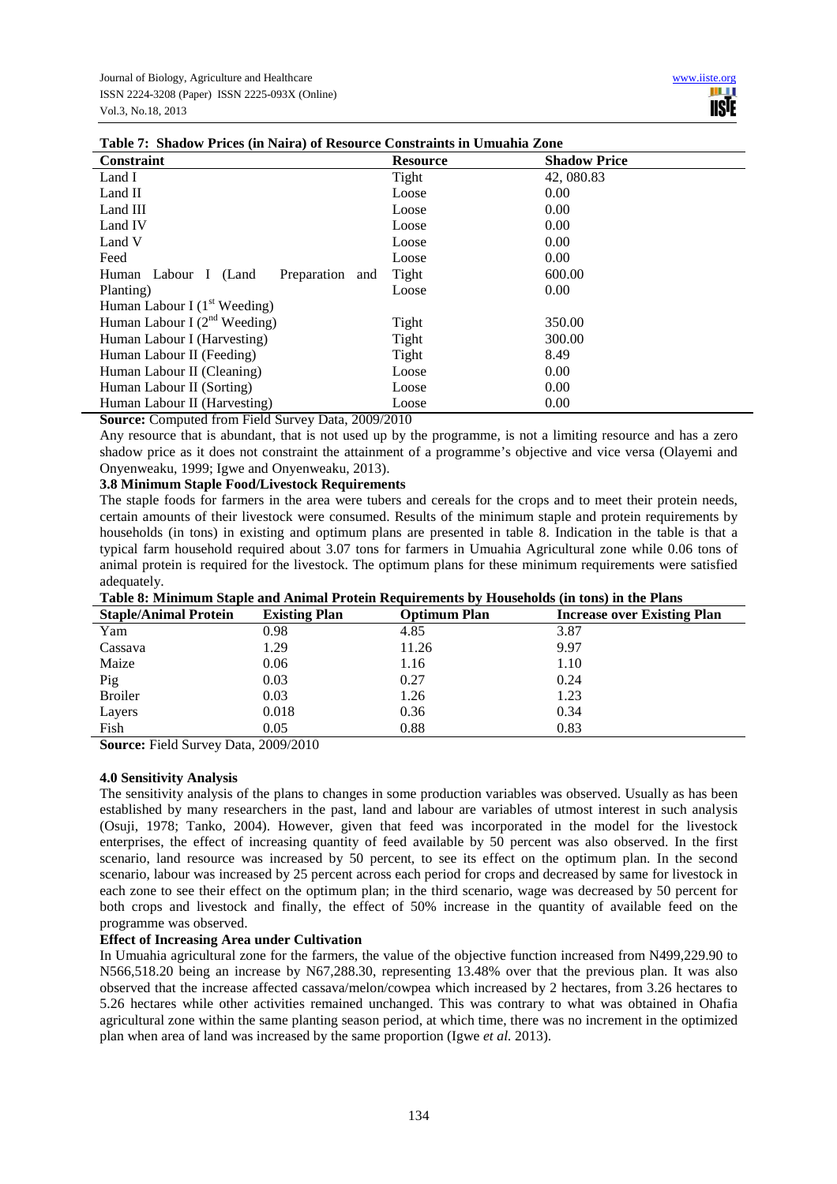**Table 7: Shadow Prices (in Naira) of Resource Constraints in Umuahia Zone**

| Constraint | Resource | Shadow Price |
|---|---|---|
| Land I | Tight | 42, 080.83 |
| Land II | Loose | 0.00 |
| Land III | Loose | 0.00 |
| Land IV | Loose | 0.00 |
| Land V | Loose | 0.00 |
| Feed | Loose | 0.00 |
| Human Labour I (Land Preparation and Planting) | Tight | 600.00 |
| Human Labour I (1st Weeding) | Loose | 0.00 |
| Human Labour I (2nd Weeding) | Tight | 350.00 |
| Human Labour I (Harvesting) | Tight | 300.00 |
| Human Labour II (Feeding) | Tight | 8.49 |
| Human Labour II (Cleaning) | Loose | 0.00 |
| Human Labour II (Sorting) | Loose | 0.00 |
| Human Labour II (Harvesting) | Loose | 0.00 |

**Source:** Computed from Field Survey Data, 2009/2010

Any resource that is abundant, that is not used up by the programme, is not a limiting resource and has a zero shadow price as it does not constraint the attainment of a programme's objective and vice versa (Olayemi and Onyenweaku, 1999; Igwe and Onyenweaku, 2013).

### 3.8 Minimum Staple Food/Livestock Requirements

The staple foods for farmers in the area were tubers and cereals for the crops and to meet their protein needs, certain amounts of their livestock were consumed. Results of the minimum staple and protein requirements by households (in tons) in existing and optimum plans are presented in table 8. Indication in the table is that a typical farm household required about 3.07 tons for farmers in Umuahia Agricultural zone while 0.06 tons of animal protein is required for the livestock. The optimum plans for these minimum requirements were satisfied adequately.

**Table 8: Minimum Staple and Animal Protein Requirements by Households (in tons) in the Plans**

| Staple/Animal Protein | Existing Plan | Optimum Plan | Increase over Existing Plan |
|---|---|---|---|
| Yam | 0.98 | 4.85 | 3.87 |
| Cassava | 1.29 | 11.26 | 9.97 |
| Maize | 0.06 | 1.16 | 1.10 |
| Pig | 0.03 | 0.27 | 0.24 |
| Broiler | 0.03 | 1.26 | 1.23 |
| Layers | 0.018 | 0.36 | 0.34 |
| Fish | 0.05 | 0.88 | 0.83 |

**Source:** Field Survey Data, 2009/2010

## 4.0 Sensitivity Analysis

The sensitivity analysis of the plans to changes in some production variables was observed. Usually as has been established by many researchers in the past, land and labour are variables of utmost interest in such analysis (Osuji, 1978; Tanko, 2004). However, given that feed was incorporated in the model for the livestock enterprises, the effect of increasing quantity of feed available by 50 percent was also observed. In the first scenario, land resource was increased by 50 percent, to see its effect on the optimum plan. In the second scenario, labour was increased by 25 percent across each period for crops and decreased by same for livestock in each zone to see their effect on the optimum plan; in the third scenario, wage was decreased by 50 percent for both crops and livestock and finally, the effect of 50% increase in the quantity of available feed on the programme was observed.

### Effect of Increasing Area under Cultivation

In Umuahia agricultural zone for the farmers, the value of the objective function increased from N499,229.90 to N566,518.20 being an increase by N67,288.30, representing 13.48% over that the previous plan. It was also observed that the increase affected cassava/melon/cowpea which increased by 2 hectares, from 3.26 hectares to 5.26 hectares while other activities remained unchanged. This was contrary to what was obtained in Ohafia agricultural zone within the same planting season period, at which time, there was no increment in the optimized plan when area of land was increased by the same proportion (Igwe *et al.* 2013).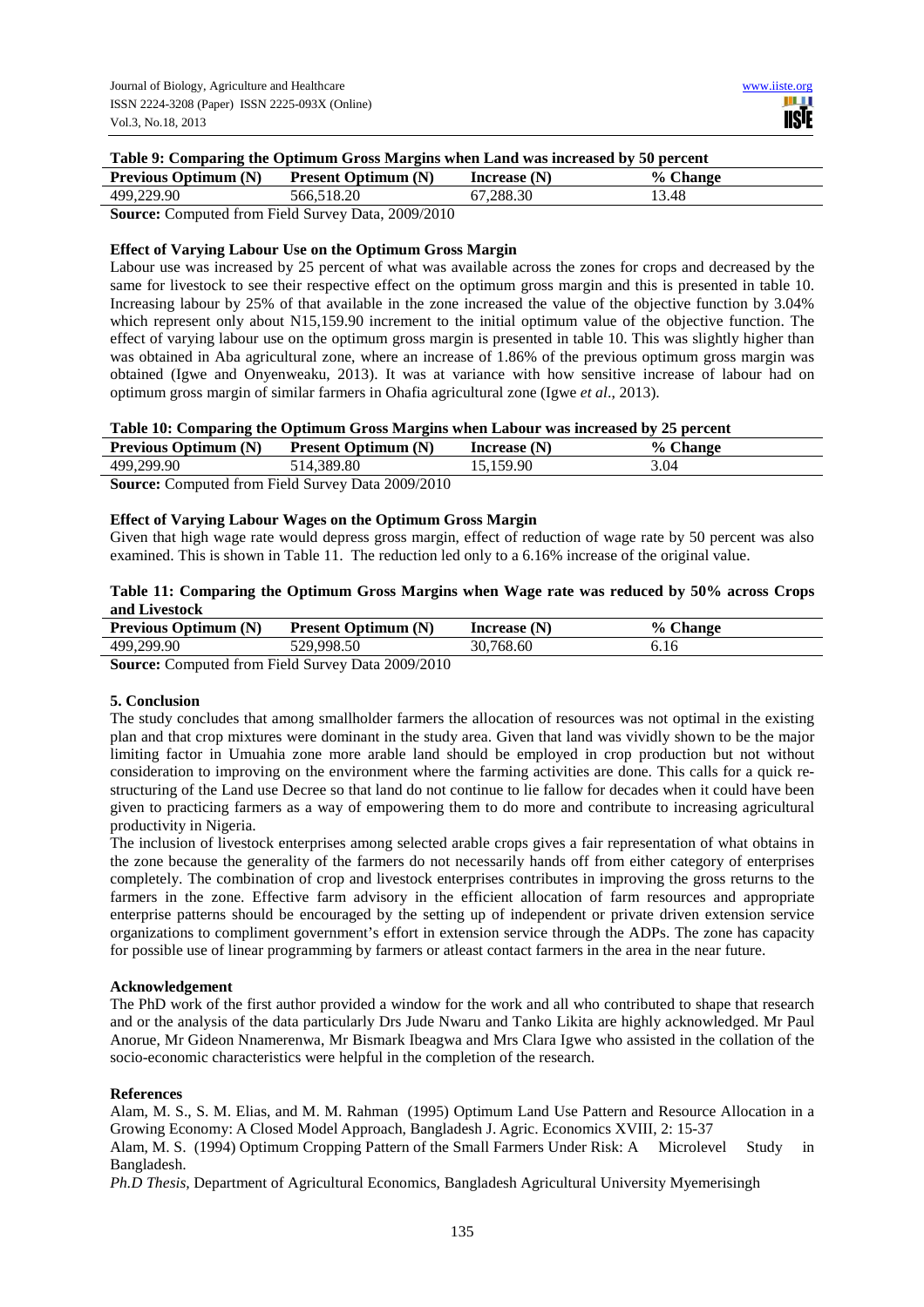**Table 9: Comparing the Optimum Gross Margins when Land was increased by 50 percent**

| Previous Optimum (N) | Present Optimum (N) | Increase (N) | % Change |
|---|---|---|---|
| 499,229.90 | 566,518.20 | 67,288.30 | 13.48 |

**Source:** Computed from Field Survey Data, 2009/2010

### Effect of Varying Labour Use on the Optimum Gross Margin

Labour use was increased by 25 percent of what was available across the zones for crops and decreased by the same for livestock to see their respective effect on the optimum gross margin and this is presented in table 10. Increasing labour by 25% of that available in the zone increased the value of the objective function by 3.04% which represent only about N15,159.90 increment to the initial optimum value of the objective function. The effect of varying labour use on the optimum gross margin is presented in table 10. This was slightly higher than was obtained in Aba agricultural zone, where an increase of 1.86% of the previous optimum gross margin was obtained (Igwe and Onyenweaku, 2013). It was at variance with how sensitive increase of labour had on optimum gross margin of similar farmers in Ohafia agricultural zone (Igwe *et al*., 2013).

**Table 10: Comparing the Optimum Gross Margins when Labour was increased by 25 percent**

| Previous Optimum (N) | Present Optimum (N) | Increase (N) | % Change |
|---|---|---|---|
| 499,299.90 | 514,389.80 | 15,159.90 | 3.04 |

**Source:** Computed from Field Survey Data 2009/2010

### Effect of Varying Labour Wages on the Optimum Gross Margin

Given that high wage rate would depress gross margin, effect of reduction of wage rate by 50 percent was also examined. This is shown in Table 11. The reduction led only to a 6.16% increase of the original value.

**Table 11: Comparing the Optimum Gross Margins when Wage rate was reduced by 50% across Crops and Livestock**

| Previous Optimum (N) | Present Optimum (N) | Increase (N) | % Change |
|---|---|---|---|
| 499,299.90 | 529,998.50 | 30,768.60 | 6.16 |

**Source:** Computed from Field Survey Data 2009/2010

## 5. Conclusion

The study concludes that among smallholder farmers the allocation of resources was not optimal in the existing plan and that crop mixtures were dominant in the study area. Given that land was vividly shown to be the major limiting factor in Umuahia zone more arable land should be employed in crop production but not without consideration to improving on the environment where the farming activities are done. This calls for a quick re-structuring of the Land use Decree so that land do not continue to lie fallow for decades when it could have been given to practicing farmers as a way of empowering them to do more and contribute to increasing agricultural productivity in Nigeria.

The inclusion of livestock enterprises among selected arable crops gives a fair representation of what obtains in the zone because the generality of the farmers do not necessarily hands off from either category of enterprises completely. The combination of crop and livestock enterprises contributes in improving the gross returns to the farmers in the zone. Effective farm advisory in the efficient allocation of farm resources and appropriate enterprise patterns should be encouraged by the setting up of independent or private driven extension service organizations to compliment government's effort in extension service through the ADPs. The zone has capacity for possible use of linear programming by farmers or atleast contact farmers in the area in the near future.

### Acknowledgement

The PhD work of the first author provided a window for the work and all who contributed to shape that research and or the analysis of the data particularly Drs Jude Nwaru and Tanko Likita are highly acknowledged. Mr Paul Anorue, Mr Gideon Nnamerenwa, Mr Bismark Ibeagwa and Mrs Clara Igwe who assisted in the collation of the socio-economic characteristics were helpful in the completion of the research.

### References

Alam, M. S., S. M. Elias, and M. M. Rahman (1995) Optimum Land Use Pattern and Resource Allocation in a Growing Economy: A Closed Model Approach, Bangladesh J. Agric. Economics XVIII, 2: 15-37

Alam, M. S. (1994) Optimum Cropping Pattern of the Small Farmers Under Risk: A Microlevel Study in Bangladesh.

*Ph.D Thesis*, Department of Agricultural Economics, Bangladesh Agricultural University Myemerisingh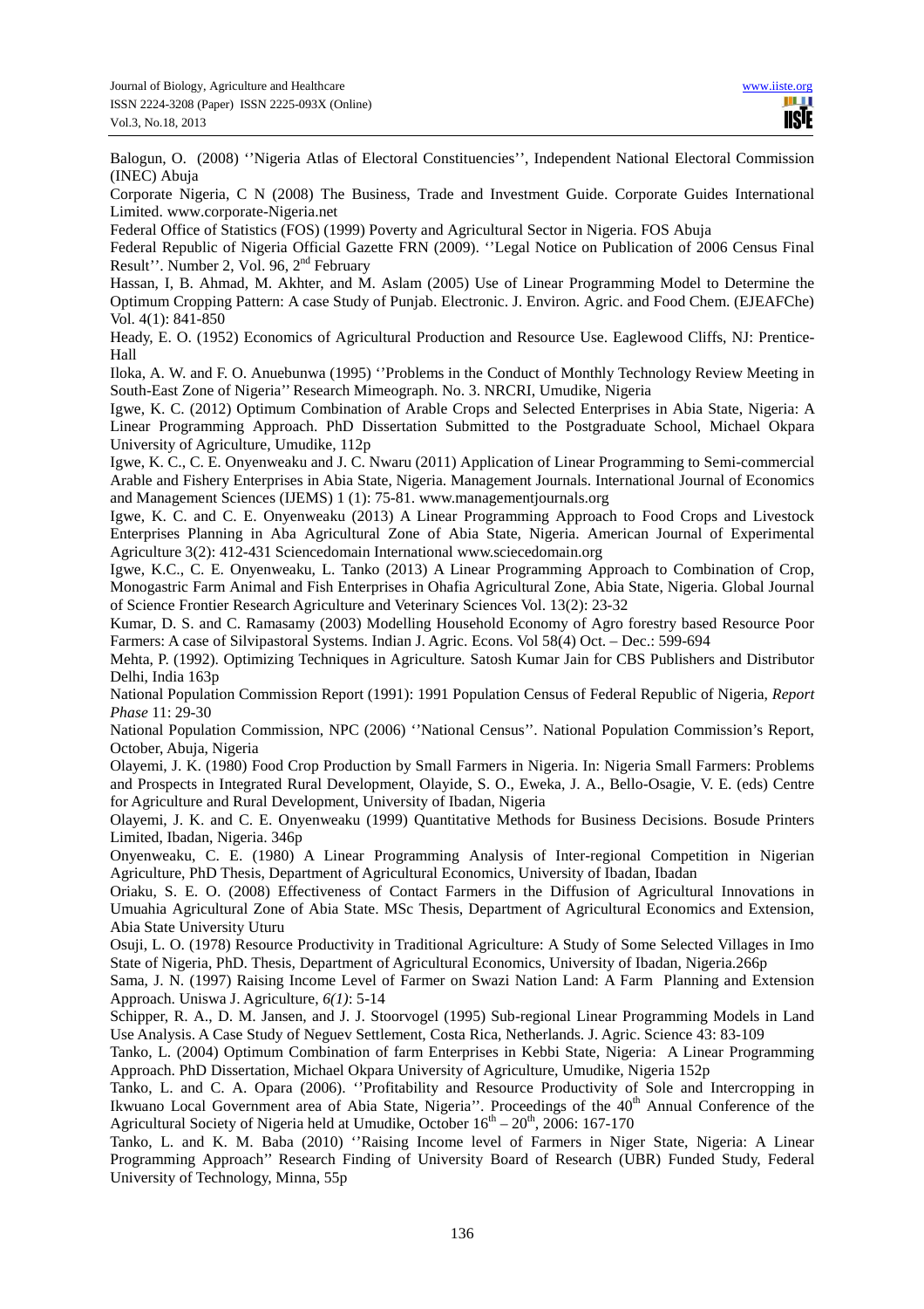Balogun, O. (2008) ''Nigeria Atlas of Electoral Constituencies'', Independent National Electoral Commission (INEC) Abuja

Corporate Nigeria, C N (2008) The Business, Trade and Investment Guide. Corporate Guides International Limited. www.corporate-Nigeria.net

Federal Office of Statistics (FOS) (1999) Poverty and Agricultural Sector in Nigeria. FOS Abuja

Federal Republic of Nigeria Official Gazette FRN (2009). ''Legal Notice on Publication of 2006 Census Final Result''. Number 2, Vol. 96, 2nd February

Hassan, I, B. Ahmad, M. Akhter, and M. Aslam (2005) Use of Linear Programming Model to Determine the Optimum Cropping Pattern: A case Study of Punjab. Electronic. J. Environ. Agric. and Food Chem. (EJEAFChe) Vol. 4(1): 841-850

Heady, E. O. (1952) Economics of Agricultural Production and Resource Use. Eaglewood Cliffs, NJ: Prentice-Hall

Iloka, A. W. and F. O. Anuebunwa (1995) ''Problems in the Conduct of Monthly Technology Review Meeting in South-East Zone of Nigeria'' Research Mimeograph. No. 3. NRCRI, Umudike, Nigeria

Igwe, K. C. (2012) Optimum Combination of Arable Crops and Selected Enterprises in Abia State, Nigeria: A Linear Programming Approach. PhD Dissertation Submitted to the Postgraduate School, Michael Okpara University of Agriculture, Umudike, 112p

Igwe, K. C., C. E. Onyenweaku and J. C. Nwaru (2011) Application of Linear Programming to Semi-commercial Arable and Fishery Enterprises in Abia State, Nigeria. Management Journals. International Journal of Economics and Management Sciences (IJEMS) 1 (1): 75-81. www.managementjournals.org

Igwe, K. C. and C. E. Onyenweaku (2013) A Linear Programming Approach to Food Crops and Livestock Enterprises Planning in Aba Agricultural Zone of Abia State, Nigeria. American Journal of Experimental Agriculture 3(2): 412-431 Sciencedomain International www.sciecedomain.org

Igwe, K.C., C. E. Onyenweaku, L. Tanko (2013) A Linear Programming Approach to Combination of Crop, Monogastric Farm Animal and Fish Enterprises in Ohafia Agricultural Zone, Abia State, Nigeria. Global Journal of Science Frontier Research Agriculture and Veterinary Sciences Vol. 13(2): 23-32

Kumar, D. S. and C. Ramasamy (2003) Modelling Household Economy of Agro forestry based Resource Poor Farmers: A case of Silvipastoral Systems. Indian J. Agric. Econs. Vol 58(4) Oct. – Dec.: 599-694

Mehta, P. (1992). Optimizing Techniques in Agriculture*.* Satosh Kumar Jain for CBS Publishers and Distributor Delhi, India 163p

National Population Commission Report (1991): 1991 Population Census of Federal Republic of Nigeria, *Report Phase* 11: 29-30

National Population Commission, NPC (2006) ''National Census''. National Population Commission's Report, October, Abuja, Nigeria

Olayemi, J. K. (1980) Food Crop Production by Small Farmers in Nigeria. In: Nigeria Small Farmers: Problems and Prospects in Integrated Rural Development, Olayide, S. O., Eweka, J. A., Bello-Osagie, V. E. (eds) Centre for Agriculture and Rural Development, University of Ibadan, Nigeria

Olayemi, J. K. and C. E. Onyenweaku (1999) Quantitative Methods for Business Decisions. Bosude Printers Limited, Ibadan, Nigeria. 346p

Onyenweaku, C. E. (1980) A Linear Programming Analysis of Inter-regional Competition in Nigerian Agriculture, PhD Thesis, Department of Agricultural Economics, University of Ibadan, Ibadan

Oriaku, S. E. O. (2008) Effectiveness of Contact Farmers in the Diffusion of Agricultural Innovations in Umuahia Agricultural Zone of Abia State. MSc Thesis, Department of Agricultural Economics and Extension, Abia State University Uturu

Osuji, L. O. (1978) Resource Productivity in Traditional Agriculture: A Study of Some Selected Villages in Imo State of Nigeria, PhD. Thesis, Department of Agricultural Economics, University of Ibadan, Nigeria.266p

Sama, J. N. (1997) Raising Income Level of Farmer on Swazi Nation Land: A Farm Planning and Extension Approach. Uniswa J. Agriculture, *6(1)*: 5-14

Schipper, R. A., D. M. Jansen, and J. J. Stoorvogel (1995) Sub-regional Linear Programming Models in Land Use Analysis. A Case Study of Neguev Settlement, Costa Rica, Netherlands. J. Agric. Science 43: 83-109

Tanko, L. (2004) Optimum Combination of farm Enterprises in Kebbi State, Nigeria: A Linear Programming Approach. PhD Dissertation, Michael Okpara University of Agriculture, Umudike, Nigeria 152p

Tanko, L. and C. A. Opara (2006). ''Profitability and Resource Productivity of Sole and Intercropping in Ikwuano Local Government area of Abia State, Nigeria''. Proceedings of the 40th Annual Conference of the Agricultural Society of Nigeria held at Umudike, October 16th – 20th, 2006: 167-170

Tanko, L. and K. M. Baba (2010) ''Raising Income level of Farmers in Niger State, Nigeria: A Linear Programming Approach'' Research Finding of University Board of Research (UBR) Funded Study, Federal University of Technology, Minna, 55p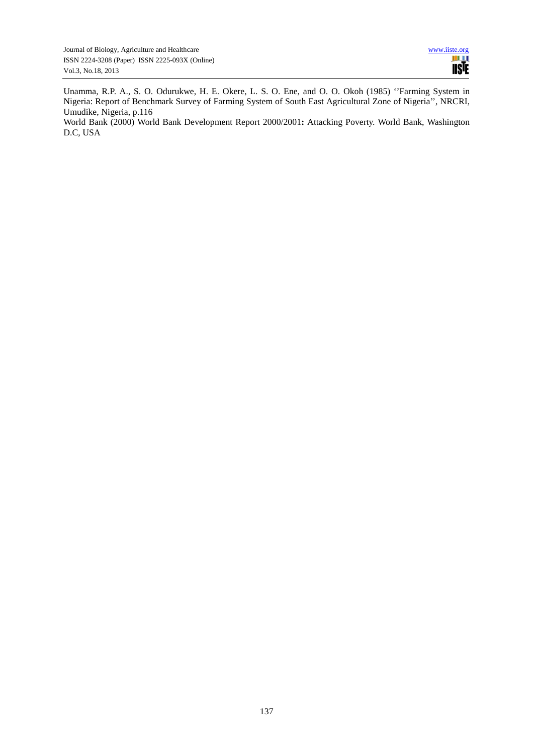Unamma, R.P. A., S. O. Odurukwe, H. E. Okere, L. S. O. Ene, and O. O. Okoh (1985) ''Farming System in Nigeria: Report of Benchmark Survey of Farming System of South East Agricultural Zone of Nigeria'', NRCRI, Umudike, Nigeria, p.116

World Bank (2000) World Bank Development Report 2000/2001**:** Attacking Poverty. World Bank, Washington D.C, USA